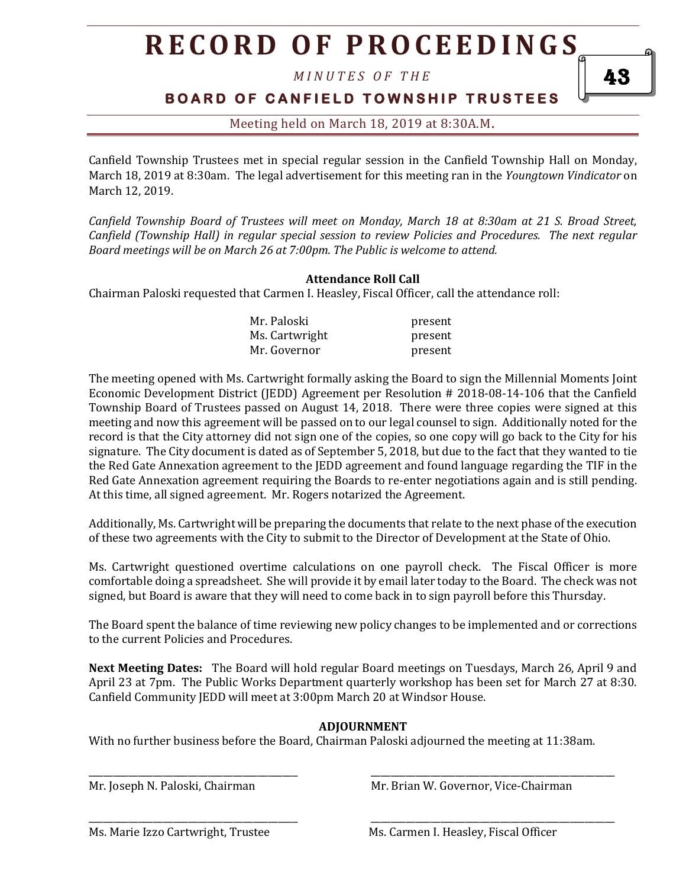# RECORD OF PROCEEDINGS

*MINUTES OF THE*

**BOARD OF CANFIELD TOWNSHIP TRUSTEES**

Meeting held on March 18, 2019 at 8:30A.M.

Canfield Township Trustees met in special regular session in the Canfield Township Hall on Monday, March 18, 2019 at 8:30am. The legal advertisement for this meeting ran in the *Youngtown Vindicator* on March 12, 2019.

*Canfield Township Board of Trustees will meet on Monday, March 18 at 8:30am at 21 S. Broad Street, Canfield (Township Hall) in regular special session to review Policies and Procedures. The next regular Board meetings will be on March 26 at 7:00pm. The Public is welcome to attend.*

**Attendance Roll Call**

Chairman Paloski requested that Carmen I. Heasley, Fiscal Officer, call the attendance roll:

| | |
|---|---|
| Mr. Paloski | present |
| Ms. Cartwright | present |
| Mr. Governor | present |

The meeting opened with Ms. Cartwright formally asking the Board to sign the Millennial Moments Joint Economic Development District (JEDD) Agreement per Resolution # 2018-08-14-106 that the Canfield Township Board of Trustees passed on August 14, 2018. There were three copies were signed at this meeting and now this agreement will be passed on to our legal counsel to sign. Additionally noted for the record is that the City attorney did not sign one of the copies, so one copy will go back to the City for his signature. The City document is dated as of September 5, 2018, but due to the fact that they wanted to tie the Red Gate Annexation agreement to the JEDD agreement and found language regarding the TIF in the Red Gate Annexation agreement requiring the Boards to re-enter negotiations again and is still pending. At this time, all signed agreement. Mr. Rogers notarized the Agreement.

Additionally, Ms. Cartwright will be preparing the documents that relate to the next phase of the execution of these two agreements with the City to submit to the Director of Development at the State of Ohio.

Ms. Cartwright questioned overtime calculations on one payroll check. The Fiscal Officer is more comfortable doing a spreadsheet. She will provide it by email later today to the Board. The check was not signed, but Board is aware that they will need to come back in to sign payroll before this Thursday.

The Board spent the balance of time reviewing new policy changes to be implemented and or corrections to the current Policies and Procedures.

**Next Meeting Dates:** The Board will hold regular Board meetings on Tuesdays, March 26, April 9 and April 23 at 7pm. The Public Works Department quarterly workshop has been set for March 27 at 8:30. Canfield Community JEDD will meet at 3:00pm March 20 at Windsor House.

**ADJOURNMENT**

With no further business before the Board, Chairman Paloski adjourned the meeting at 11:38am.

\_\_\_\_\_\_\_\_\_\_\_\_\_\_\_\_\_\_\_\_\_\_\_\_\_\_\_\_\_\_\_\_\_\_\_\_
Mr. Joseph N. Paloski, Chairman

\_\_\_\_\_\_\_\_\_\_\_\_\_\_\_\_\_\_\_\_\_\_\_\_\_\_\_\_\_\_\_\_\_\_\_\_
Mr. Brian W. Governor, Vice-Chairman

\_\_\_\_\_\_\_\_\_\_\_\_\_\_\_\_\_\_\_\_\_\_\_\_\_\_\_\_\_\_\_\_\_\_\_\_
Ms. Marie Izzo Cartwright, Trustee

\_\_\_\_\_\_\_\_\_\_\_\_\_\_\_\_\_\_\_\_\_\_\_\_\_\_\_\_\_\_\_\_\_\_\_\_
Ms. Carmen I. Heasley, Fiscal Officer